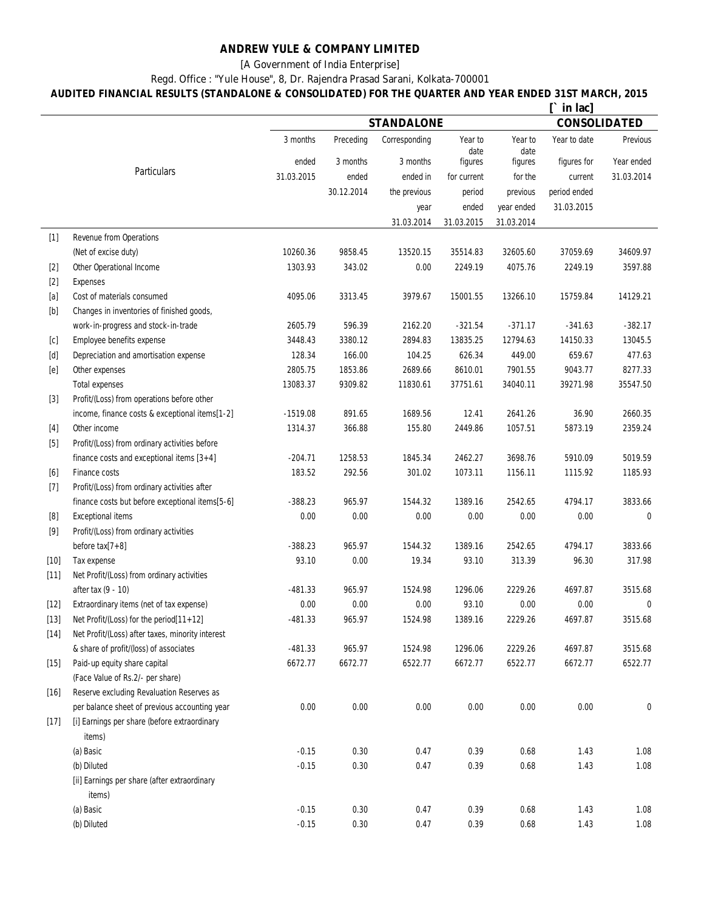# ANDREW YULE & COMPANY LIMITED

[A Government of India Enterprise]

Regd. Office : "Yule House", 8, Dr. Rajendra Prasad Sarani, Kolkata-700001

**AUDITED FINANCIAL RESULTS (STANDALONE & CONSOLIDATED) FOR THE QUARTER AND YEAR ENDED 31ST MARCH, 2015**

[` in lac]

| | Particulars | STANDALONE | | | | | CONSOLIDATED | |
|---|---|---|---|---|---|---|---|---|
| | | 3 months ended 31.03.2015 | Preceding 3 months ended 30.12.2014 | Corresponding 3 months ended in the previous year 31.03.2014 | Year to date figures for current period ended 31.03.2015 | Year to date figures for the previous year ended 31.03.2014 | Year to date figures for current period ended 31.03.2015 | Previous Year ended 31.03.2014 |
| [1] | Revenue from Operations (Net of excise duty) | 10260.36 | 9858.45 | 13520.15 | 35514.83 | 32605.60 | 37059.69 | 34609.97 |
| [2] | Other Operational Income | 1303.93 | 343.02 | 0.00 | 2249.19 | 4075.76 | 2249.19 | 3597.88 |
| [2] | Expenses | | | | | | | |
| [a] | Cost of materials consumed | 4095.06 | 3313.45 | 3979.67 | 15001.55 | 13266.10 | 15759.84 | 14129.21 |
| [b] | Changes in inventories of finished goods, work-in-progress and stock-in-trade | 2605.79 | 596.39 | 2162.20 | -321.54 | -371.17 | -341.63 | -382.17 |
| [c] | Employee benefits expense | 3448.43 | 3380.12 | 2894.83 | 13835.25 | 12794.63 | 14150.33 | 13045.5 |
| [d] | Depreciation and amortisation expense | 128.34 | 166.00 | 104.25 | 626.34 | 449.00 | 659.67 | 477.63 |
| [e] | Other expenses | 2805.75 | 1853.86 | 2689.66 | 8610.01 | 7901.55 | 9043.77 | 8277.33 |
| | Total expenses | 13083.37 | 9309.82 | 11830.61 | 37751.61 | 34040.11 | 39271.98 | 35547.50 |
| [3] | Profit/(Loss) from operations before other income, finance costs & exceptional items[1-2] | -1519.08 | 891.65 | 1689.56 | 12.41 | 2641.26 | 36.90 | 2660.35 |
| [4] | Other income | 1314.37 | 366.88 | 155.80 | 2449.86 | 1057.51 | 5873.19 | 2359.24 |
| [5] | Profit/(Loss) from ordinary activities before finance costs and exceptional items [3+4] | -204.71 | 1258.53 | 1845.34 | 2462.27 | 3698.76 | 5910.09 | 5019.59 |
| [6] | Finance costs | 183.52 | 292.56 | 301.02 | 1073.11 | 1156.11 | 1115.92 | 1185.93 |
| [7] | Profit/(Loss) from ordinary activities after finance costs but before exceptional items[5-6] | -388.23 | 965.97 | 1544.32 | 1389.16 | 2542.65 | 4794.17 | 3833.66 |
| [8] | Exceptional items | 0.00 | 0.00 | 0.00 | 0.00 | 0.00 | 0.00 | 0 |
| [9] | Profit/(Loss) from ordinary activities before tax[7+8] | -388.23 | 965.97 | 1544.32 | 1389.16 | 2542.65 | 4794.17 | 3833.66 |
| [10] | Tax expense | 93.10 | 0.00 | 19.34 | 93.10 | 313.39 | 96.30 | 317.98 |
| [11] | Net Profit/(Loss) from ordinary activities after tax (9 - 10) | -481.33 | 965.97 | 1524.98 | 1296.06 | 2229.26 | 4697.87 | 3515.68 |
| [12] | Extraordinary items (net of tax expense) | 0.00 | 0.00 | 0.00 | 93.10 | 0.00 | 0.00 | 0 |
| [13] | Net Profit/(Loss) for the period[11+12] | -481.33 | 965.97 | 1524.98 | 1389.16 | 2229.26 | 4697.87 | 3515.68 |
| [14] | Net Profit/(Loss) after taxes, minority interest & share of profit/(loss) of associates | -481.33 | 965.97 | 1524.98 | 1296.06 | 2229.26 | 4697.87 | 3515.68 |
| [15] | Paid-up equity share capital (Face Value of Rs.2/- per share) | 6672.77 | 6672.77 | 6522.77 | 6672.77 | 6522.77 | 6672.77 | 6522.77 |
| [16] | Reserve excluding Revaluation Reserves as per balance sheet of previous accounting year | 0.00 | 0.00 | 0.00 | 0.00 | 0.00 | 0.00 | 0 |
| [17] | [i] Earnings per share (before extraordinary items) | | | | | | | |
| | (a) Basic | -0.15 | 0.30 | 0.47 | 0.39 | 0.68 | 1.43 | 1.08 |
| | (b) Diluted | -0.15 | 0.30 | 0.47 | 0.39 | 0.68 | 1.43 | 1.08 |
| | [ii] Earnings per share (after extraordinary items) | | | | | | | |
| | (a) Basic | -0.15 | 0.30 | 0.47 | 0.39 | 0.68 | 1.43 | 1.08 |
| | (b) Diluted | -0.15 | 0.30 | 0.47 | 0.39 | 0.68 | 1.43 | 1.08 |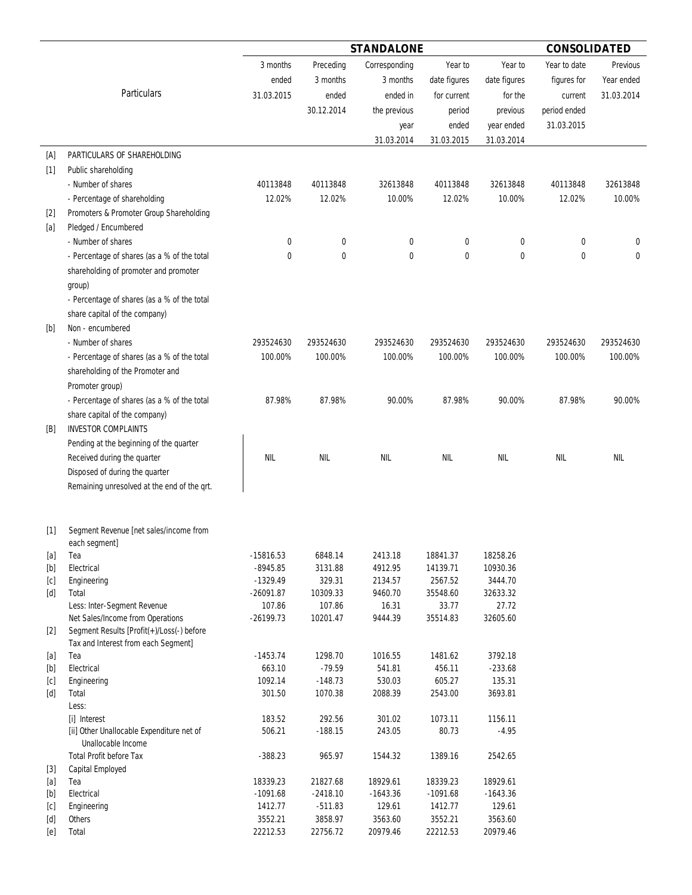| | Particulars | STANDALONE | | | | | CONSOLIDATED | |
|---|---|---|---|---|---|---|---|---|
| | | 3 months ended 31.03.2015 | Preceding 3 months ended 30.12.2014 | Corresponding 3 months ended in the previous year 31.03.2014 | Year to date figures for current period ended 31.03.2015 | Year to date figures for the previous year ended 31.03.2014 | Year to date figures for current period ended 31.03.2015 | Previous Year ended 31.03.2014 |
| [A] | PARTICULARS OF SHAREHOLDING | | | | | | | |
| [1] | Public shareholding | | | | | | | |
| | - Number of shares | 40113848 | 40113848 | 32613848 | 40113848 | 32613848 | 40113848 | 32613848 |
| | - Percentage of shareholding | 12.02% | 12.02% | 10.00% | 12.02% | 10.00% | 12.02% | 10.00% |
| [2] | Promoters & Promoter Group Shareholding | | | | | | | |
| [a] | Pledged / Encumbered | | | | | | | |
| | - Number of shares | 0 | 0 | 0 | 0 | 0 | 0 | 0 |
| | - Percentage of shares (as a % of the total shareholding of promoter and promoter group) | 0 | 0 | 0 | 0 | 0 | 0 | 0 |
| | - Percentage of shares (as a % of the total share capital of the company) | | | | | | | |
| [b] | Non - encumbered | | | | | | | |
| | - Number of shares | 293524630 | 293524630 | 293524630 | 293524630 | 293524630 | 293524630 | 293524630 |
| | - Percentage of shares (as a % of the total shareholding of the Promoter and Promoter group) | 100.00% | 100.00% | 100.00% | 100.00% | 100.00% | 100.00% | 100.00% |
| | - Percentage of shares (as a % of the total share capital of the company) | 87.98% | 87.98% | 90.00% | 87.98% | 90.00% | 87.98% | 90.00% |
| [B] | INVESTOR COMPLAINTS | | | | | | | |
| | Pending at the beginning of the quarter<br>Received during the quarter<br>Disposed of during the quarter<br>Remaining unresolved at the end of the qrt. | NIL | NIL | NIL | NIL | NIL | NIL | NIL |

| | Particulars | 3 months ended 31.03.2015 | Preceding 3 months ended 30.12.2014 | Corresponding 3 months ended in the previous year 31.03.2014 | Year to date figures for current period ended 31.03.2015 | Year to date figures for the previous year ended 31.03.2014 |
|---|---|---|---|---|---|---|
| [1] | Segment Revenue [net sales/income from each segment] | | | | | |
| [a] | Tea | -15816.53 | 6848.14 | 2413.18 | 18841.37 | 18258.26 |
| [b] | Electrical | -8945.85 | 3131.88 | 4912.95 | 14139.71 | 10930.36 |
| [c] | Engineering | -1329.49 | 329.31 | 2134.57 | 2567.52 | 3444.70 |
| [d] | Total | -26091.87 | 10309.33 | 9460.70 | 35548.60 | 32633.32 |
| | Less: Inter-Segment Revenue | 107.86 | 107.86 | 16.31 | 33.77 | 27.72 |
| | Net Sales/Income from Operations | -26199.73 | 10201.47 | 9444.39 | 35514.83 | 32605.60 |
| [2] | Segment Results [Profit(+)/Loss(-) before Tax and Interest from each Segment] | | | | | |
| [a] | Tea | -1453.74 | 1298.70 | 1016.55 | 1481.62 | 3792.18 |
| [b] | Electrical | 663.10 | -79.59 | 541.81 | 456.11 | -233.68 |
| [c] | Engineering | 1092.14 | -148.73 | 530.03 | 605.27 | 135.31 |
| [d] | Total | 301.50 | 1070.38 | 2088.39 | 2543.00 | 3693.81 |
| | Less: | | | | | |
| | [i] Interest | 183.52 | 292.56 | 301.02 | 1073.11 | 1156.11 |
| | [ii] Other Unallocable Expenditure net of Unallocable Income | 506.21 | -188.15 | 243.05 | 80.73 | -4.95 |
| | Total Profit before Tax | -388.23 | 965.97 | 1544.32 | 1389.16 | 2542.65 |
| [3] | Capital Employed | | | | | |
| [a] | Tea | 18339.23 | 21827.68 | 18929.61 | 18339.23 | 18929.61 |
| [b] | Electrical | -1091.68 | -2418.10 | -1643.36 | -1091.68 | -1643.36 |
| [c] | Engineering | 1412.77 | -511.83 | 129.61 | 1412.77 | 129.61 |
| [d] | Others | 3552.21 | 3858.97 | 3563.60 | 3552.21 | 3563.60 |
| [e] | Total | 22212.53 | 22756.72 | 20979.46 | 22212.53 | 20979.46 |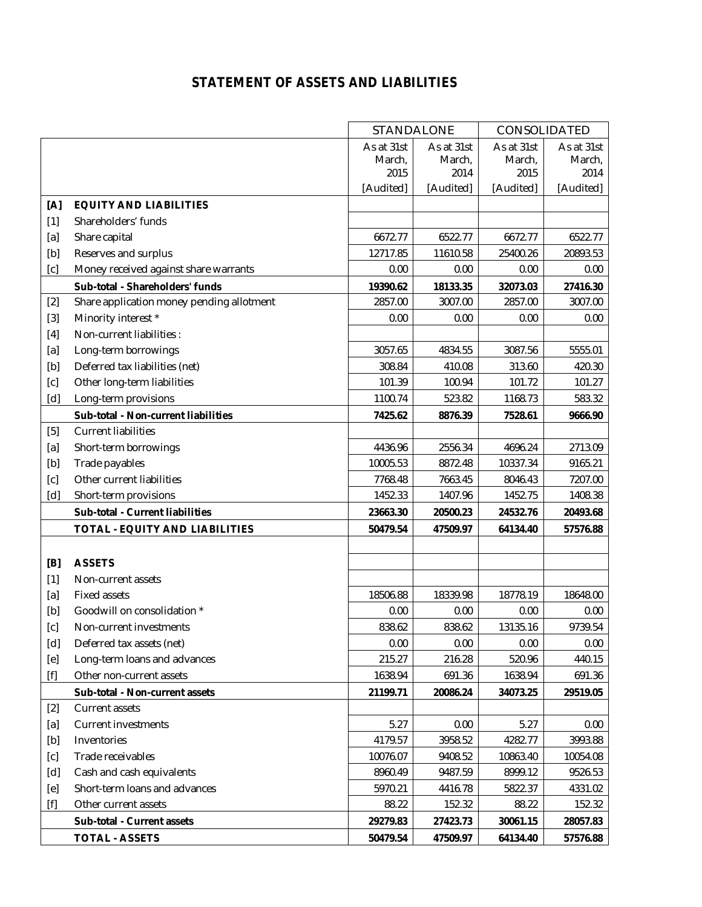# STATEMENT OF ASSETS AND LIABILITIES

| | | STANDALONE | | CONSOLIDATED | |
|---|---|---|---|---|---|
| | | As at 31st March, 2015 | As at 31st March, 2014 | As at 31st March, 2015 | As at 31st March, 2014 |
| | | [Audited] | [Audited] | [Audited] | [Audited] |
| **[A]** | **EQUITY AND LIABILITIES** | | | | |
| [1] | Shareholders' funds | | | | |
| [a] | Share capital | 6672.77 | 6522.77 | 6672.77 | 6522.77 |
| [b] | Reserves and surplus | 12717.85 | 11610.58 | 25400.26 | 20893.53 |
| [c] | Money received against share warrants | 0.00 | 0.00 | 0.00 | 0.00 |
| | **Sub-total - Shareholders' funds** | **19390.62** | **18133.35** | **32073.03** | **27416.30** |
| [2] | Share application money pending allotment | 2857.00 | 3007.00 | 2857.00 | 3007.00 |
| [3] | Minority interest * | 0.00 | 0.00 | 0.00 | 0.00 |
| [4] | Non-current liabilities : | | | | |
| [a] | Long-term borrowings | 3057.65 | 4834.55 | 3087.56 | 5555.01 |
| [b] | Deferred tax liabilities (net) | 308.84 | 410.08 | 313.60 | 420.30 |
| [c] | Other long-term liabilities | 101.39 | 100.94 | 101.72 | 101.27 |
| [d] | Long-term provisions | 1100.74 | 523.82 | 1168.73 | 583.32 |
| | **Sub-total - Non-current liabilities** | **7425.62** | **8876.39** | **7528.61** | **9666.90** |
| [5] | Current liabilities | | | | |
| [a] | Short-term borrowings | 4436.96 | 2556.34 | 4696.24 | 2713.09 |
| [b] | Trade payables | 10005.53 | 8872.48 | 10337.34 | 9165.21 |
| [c] | Other current liabilities | 7768.48 | 7663.45 | 8046.43 | 7207.00 |
| [d] | Short-term provisions | 1452.33 | 1407.96 | 1452.75 | 1408.38 |
| | **Sub-total - Current liabilities** | **23663.30** | **20500.23** | **24532.76** | **20493.68** |
| | **TOTAL - EQUITY AND LIABILITIES** | **50479.54** | **47509.97** | **64134.40** | **57576.88** |
| | | | | | |
| **[B]** | **ASSETS** | | | | |
| [1] | Non-current assets | | | | |
| [a] | Fixed assets | 18506.88 | 18339.98 | 18778.19 | 18648.00 |
| [b] | Goodwill on consolidation * | 0.00 | 0.00 | 0.00 | 0.00 |
| [c] | Non-current investments | 838.62 | 838.62 | 13135.16 | 9739.54 |
| [d] | Deferred tax assets (net) | 0.00 | 0.00 | 0.00 | 0.00 |
| [e] | Long-term loans and advances | 215.27 | 216.28 | 520.96 | 440.15 |
| [f] | Other non-current assets | 1638.94 | 691.36 | 1638.94 | 691.36 |
| | **Sub-total - Non-current assets** | **21199.71** | **20086.24** | **34073.25** | **29519.05** |
| [2] | Current assets | | | | |
| [a] | Current investments | 5.27 | 0.00 | 5.27 | 0.00 |
| [b] | Inventories | 4179.57 | 3958.52 | 4282.77 | 3993.88 |
| [c] | Trade receivables | 10076.07 | 9408.52 | 10863.40 | 10054.08 |
| [d] | Cash and cash equivalents | 8960.49 | 9487.59 | 8999.12 | 9526.53 |
| [e] | Short-term loans and advances | 5970.21 | 4416.78 | 5822.37 | 4331.02 |
| [f] | Other current assets | 88.22 | 152.32 | 88.22 | 152.32 |
| | **Sub-total - Current assets** | **29279.83** | **27423.73** | **30061.15** | **28057.83** |
| | **TOTAL - ASSETS** | **50479.54** | **47509.97** | **64134.40** | **57576.88** |